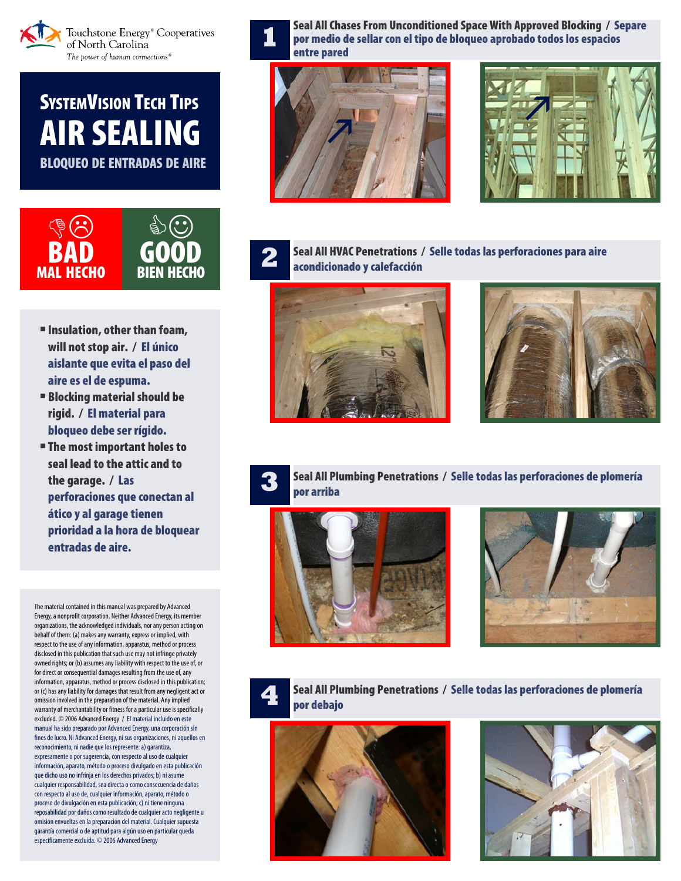Touchstone Energy® Cooperatives of North Carolina

*The power of human connections®*

# SystemVision Tech Tips

# AIR SEALING

## BLOQUEO DE ENTRADAS DE AIRE

**BAD** / **MAL HECHO** — **GOOD** / **BIEN HECHO**

- **Insulation, other than foam, will not stop air. / El único aislante que evita el paso del aire es el de espuma.**
- **Blocking material should be rigid. / El material para bloqueo debe ser rígido.**
- **The most important holes to seal lead to the attic and to the garage. / Las perforaciones que conectan al ático y al garage tienen prioridad a la hora de bloquear entradas de aire.**

The material contained in this manual was prepared by Advanced Energy, a nonprofit corporation. Neither Advanced Energy, its member organizations, the acknowledged individuals, nor any person acting on behalf of them: (a) makes any warranty, express or implied, with respect to the use of any information, apparatus, method or process disclosed in this publication that such use may not infringe privately owned rights; or (b) assumes any liability with respect to the use of, or for direct or consequential damages resulting from the use of, any information, apparatus, method or process disclosed in this publication; or (c) has any liability for damages that result from any negligent act or omission involved in the preparation of the material. Any implied warranty of merchantability or fitness for a particular use is specifically excluded. © 2006 Advanced Energy / El material incluido en este manual ha sido preparado por Advanced Energy, una corporación sin fines de lucro. Ni Advanced Energy, ni sus organizaciones, ni aquellos en reconocimiento, ni nadie que los represente: a) garantiza, expresamente o por sugerencia, con respecto al uso de cualquier información, aparato, método o proceso divulgado en esta publicación que dicho uso no infrinja en los derechos privados; b) ni asume cualquier responsabilidad, sea directa o como consecuencia de daños con respecto al uso de, cualquier información, aparato, método o proceso de divulgación en esta publicación; c) ni tiene ninguna reposabilidad por daños como resultado de cualquier acto negligente u omisión envueltas en la preparación del material. Cualquier supuesta garantía comercial o de aptitud para algún uso en particular queda específicamente excluida. © 2006 Advanced Energy

## 1 Seal All Chases From Unconditioned Space With Approved Blocking / Separe por medio de sellar con el tipo de bloqueo aprobado todos los espacios entre pared

## 2 Seal All HVAC Penetrations / Selle todas las perforaciones para aire acondicionado y calefacción

## 3 Seal All Plumbing Penetrations / Selle todas las perforaciones de plomería por arriba

## 4 Seal All Plumbing Penetrations / Selle todas las perforaciones de plomería por debajo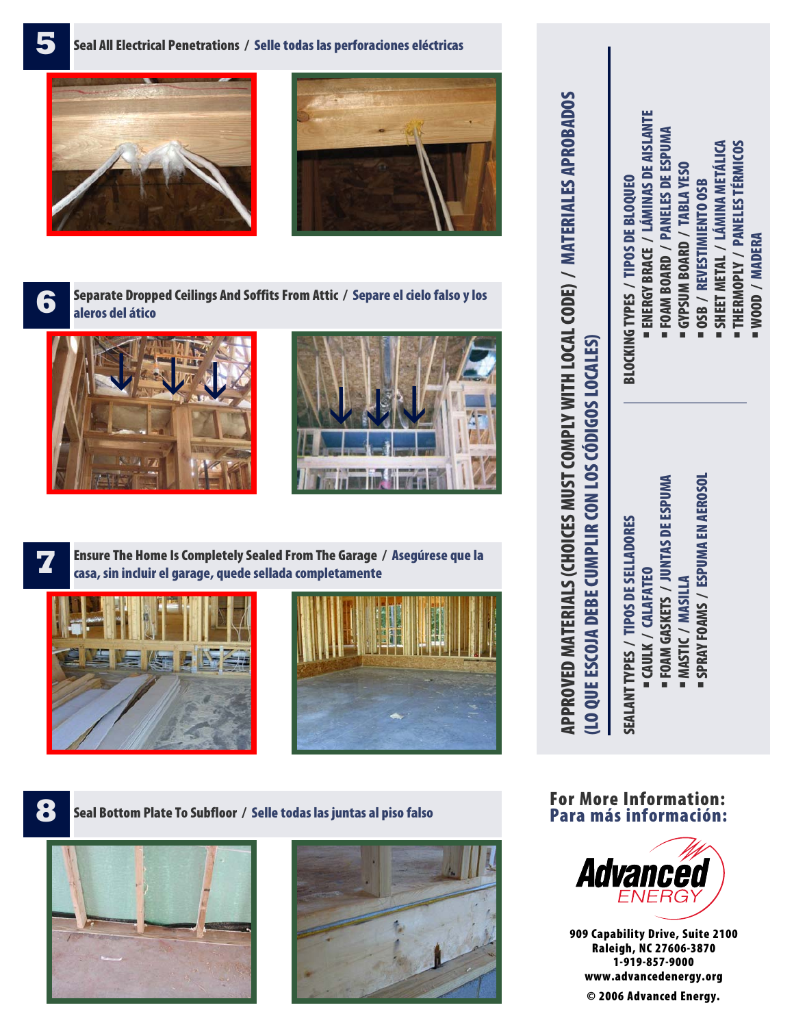## 5 Seal All Electrical Penetrations / Selle todas las perforaciones eléctricas

## 6 Separate Dropped Ceilings And Soffits From Attic / Separe el cielo falso y los aleros del ático

## 7 Ensure The Home Is Completely Sealed From The Garage / Asegúrese que la casa, sin incluir el garage, quede sellada completamente

## 8 Seal Bottom Plate To Subfloor / Selle todas las juntas al piso falso

## APPROVED MATERIALS (CHOICES MUST COMPLY WITH LOCAL CODE) / MATERIALES APROBADOS (LO QUE ESCOJA DEBE CUMPLIR CON LOS CÓDIGOS LOCALES)

**BLOCKING TYPES / TIPOS DE BLOQUEO**

- ENERGY BRACE / LÁMINAS DE AISLANTE
- FOAM BOARD / PANELES DE ESPUMA
- GYPSUM BOARD / TABLA YESO
- OSB / REVESTIMIENTO OSB
- SHEET METAL / LÁMINA METÁLICA
- THERMOPLY / PANELES TÉRMICOS
- WOOD / MADERA

**SEALANT TYPES / TIPOS DE SELLADORES**

- CAULK / CALAFATEO
- FOAM GASKETS / JUNTAS DE ESPUMA
- MASTIC / MASILLA
- SPRAY FOAMS / ESPUMA EN AEROSOL

**For More Information:**
**Para más información:**

Advanced ENERGY

909 Capability Drive, Suite 2100
Raleigh, NC 27606-3870
1-919-857-9000
www.advancedenergy.org

© 2006 Advanced Energy.